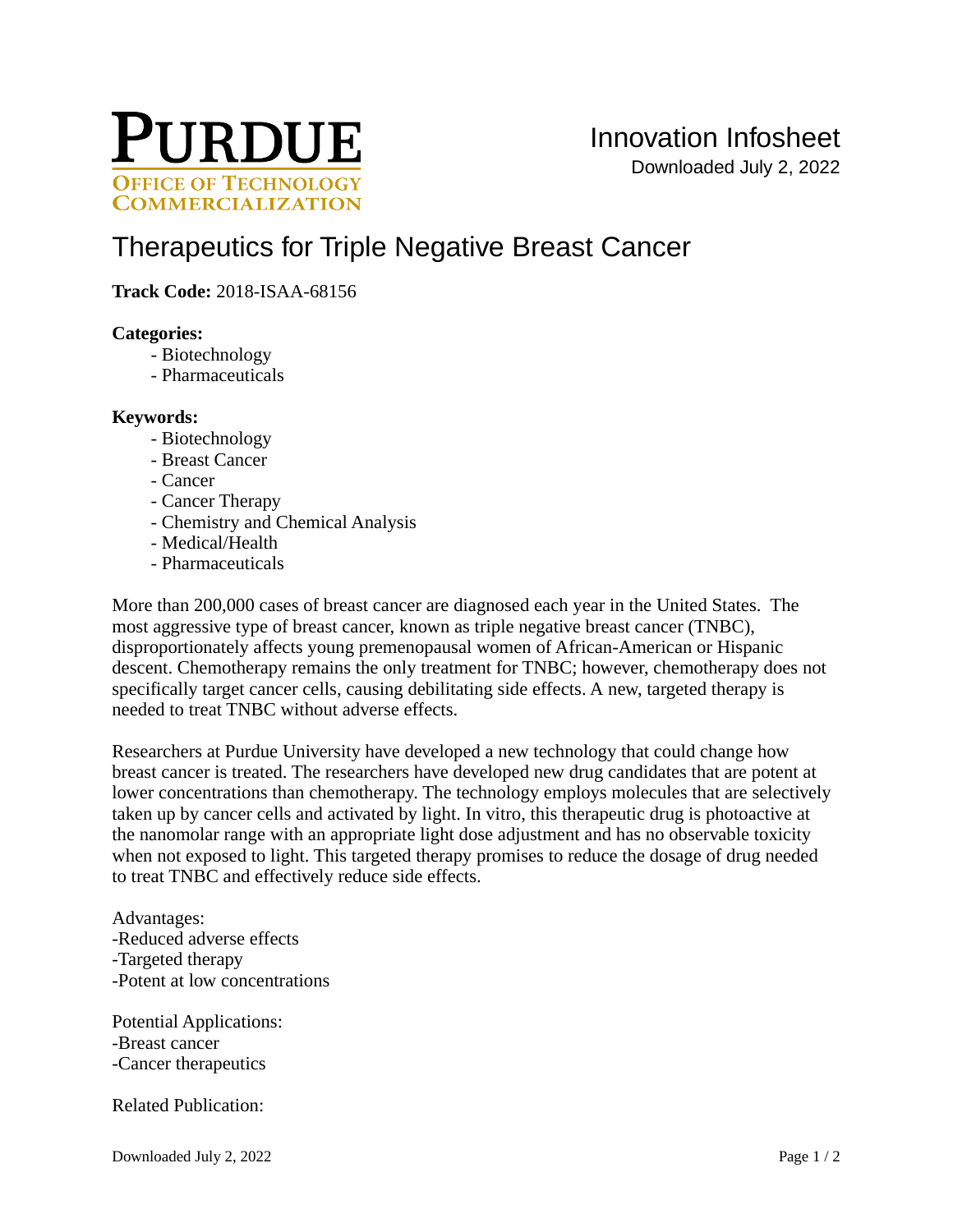# Therapeutics for Triple Negative Breast Cancer

**Track Code:** 2018-ISAA-68156

**Categories:**

- Biotechnology
- Pharmaceuticals

**Keywords:**

- Biotechnology
- Breast Cancer
- Cancer
- Cancer Therapy
- Chemistry and Chemical Analysis
- Medical/Health
- Pharmaceuticals

More than 200,000 cases of breast cancer are diagnosed each year in the United States. The most aggressive type of breast cancer, known as triple negative breast cancer (TNBC), disproportionately affects young premenopausal women of African-American or Hispanic descent. Chemotherapy remains the only treatment for TNBC; however, chemotherapy does not specifically target cancer cells, causing debilitating side effects. A new, targeted therapy is needed to treat TNBC without adverse effects.

Researchers at Purdue University have developed a new technology that could change how breast cancer is treated. The researchers have developed new drug candidates that are potent at lower concentrations than chemotherapy. The technology employs molecules that are selectively taken up by cancer cells and activated by light. In vitro, this therapeutic drug is photoactive at the nanomolar range with an appropriate light dose adjustment and has no observable toxicity when not exposed to light. This targeted therapy promises to reduce the dosage of drug needed to treat TNBC and effectively reduce side effects.

Advantages:
-Reduced adverse effects
-Targeted therapy
-Potent at low concentrations

Potential Applications:
-Breast cancer
-Cancer therapeutics

Related Publication: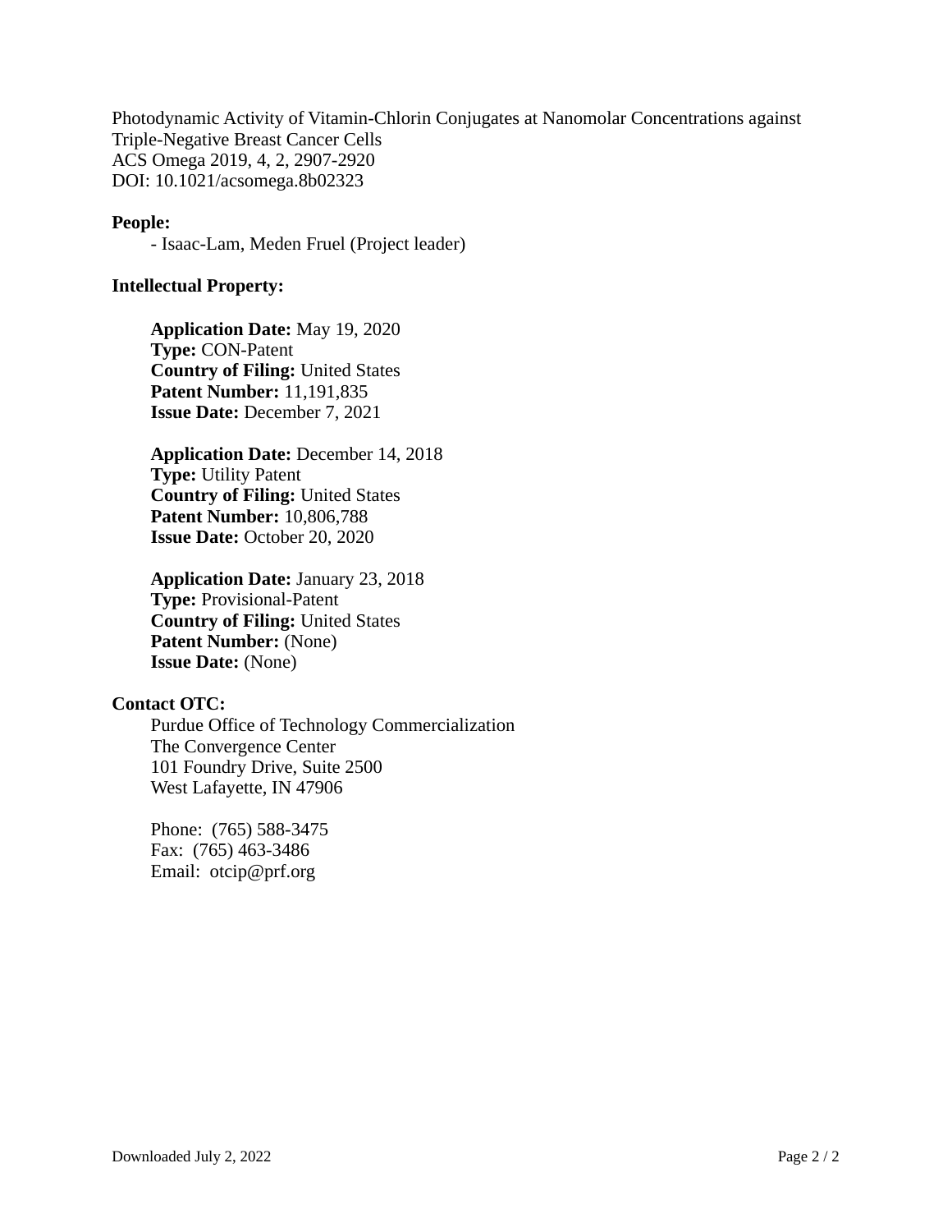Photodynamic Activity of Vitamin-Chlorin Conjugates at Nanomolar Concentrations against Triple-Negative Breast Cancer Cells
ACS Omega 2019, 4, 2, 2907-2920
DOI: 10.1021/acsomega.8b02323

**People:**

- Isaac-Lam, Meden Fruel (Project leader)

**Intellectual Property:**

**Application Date:** May 19, 2020
**Type:** CON-Patent
**Country of Filing:** United States
**Patent Number:** 11,191,835
**Issue Date:** December 7, 2021

**Application Date:** December 14, 2018
**Type:** Utility Patent
**Country of Filing:** United States
**Patent Number:** 10,806,788
**Issue Date:** October 20, 2020

**Application Date:** January 23, 2018
**Type:** Provisional-Patent
**Country of Filing:** United States
**Patent Number:** (None)
**Issue Date:** (None)

**Contact OTC:**

Purdue Office of Technology Commercialization
The Convergence Center
101 Foundry Drive, Suite 2500
West Lafayette, IN 47906

Phone: (765) 588-3475
Fax: (765) 463-3486
Email: otcip@prf.org

Downloaded July 2, 2022